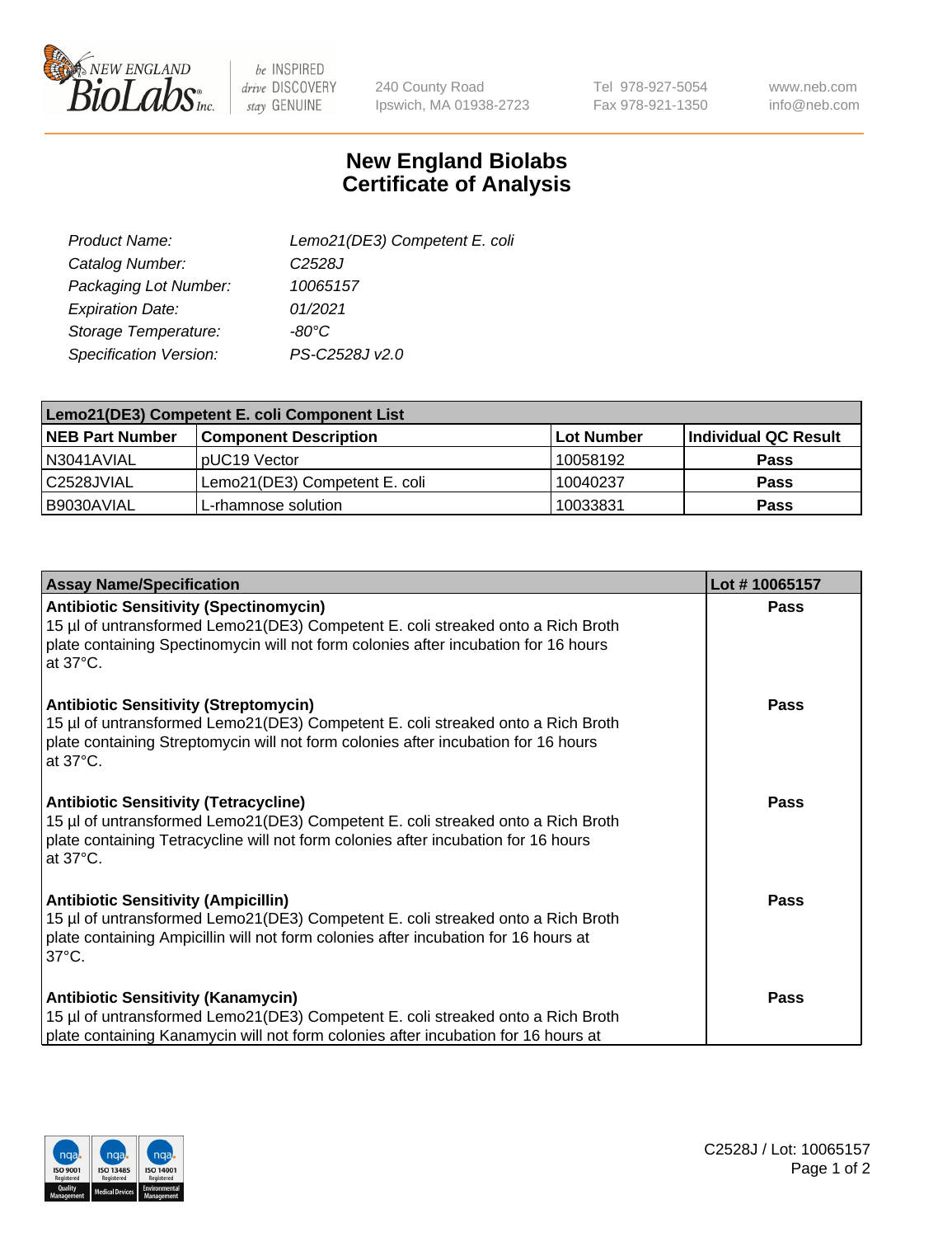240 County Road
Ipswich, MA 01938-2723

Tel 978-927-5054
Fax 978-921-1350

www.neb.com
info@neb.com

# New England Biolabs
# Certificate of Analysis

| | |
|---|---|
| *Product Name:* | *Lemo21(DE3) Competent E. coli* |
| *Catalog Number:* | *C2528J* |
| *Packaging Lot Number:* | *10065157* |
| *Expiration Date:* | *01/2021* |
| *Storage Temperature:* | *-80°C* |
| *Specification Version:* | *PS-C2528J v2.0* |

| Lemo21(DE3) Competent E. coli Component List | | | |
|---|---|---|---|
| **NEB Part Number** | **Component Description** | **Lot Number** | **Individual QC Result** |
| N3041AVIAL | pUC19 Vector | 10058192 | **Pass** |
| C2528JVIAL | Lemo21(DE3) Competent E. coli | 10040237 | **Pass** |
| B9030AVIAL | L-rhamnose solution | 10033831 | **Pass** |

| Assay Name/Specification | Lot # 10065157 |
|---|---|
| **Antibiotic Sensitivity (Spectinomycin)**<br>15 µl of untransformed Lemo21(DE3) Competent E. coli streaked onto a Rich Broth plate containing Spectinomycin will not form colonies after incubation for 16 hours at 37°C. | **Pass** |
| **Antibiotic Sensitivity (Streptomycin)**<br>15 µl of untransformed Lemo21(DE3) Competent E. coli streaked onto a Rich Broth plate containing Streptomycin will not form colonies after incubation for 16 hours at 37°C. | **Pass** |
| **Antibiotic Sensitivity (Tetracycline)**<br>15 µl of untransformed Lemo21(DE3) Competent E. coli streaked onto a Rich Broth plate containing Tetracycline will not form colonies after incubation for 16 hours at 37°C. | **Pass** |
| **Antibiotic Sensitivity (Ampicillin)**<br>15 µl of untransformed Lemo21(DE3) Competent E. coli streaked onto a Rich Broth plate containing Ampicillin will not form colonies after incubation for 16 hours at 37°C. | **Pass** |
| **Antibiotic Sensitivity (Kanamycin)**<br>15 µl of untransformed Lemo21(DE3) Competent E. coli streaked onto a Rich Broth plate containing Kanamycin will not form colonies after incubation for 16 hours at | **Pass** |

C2528J / Lot: 10065157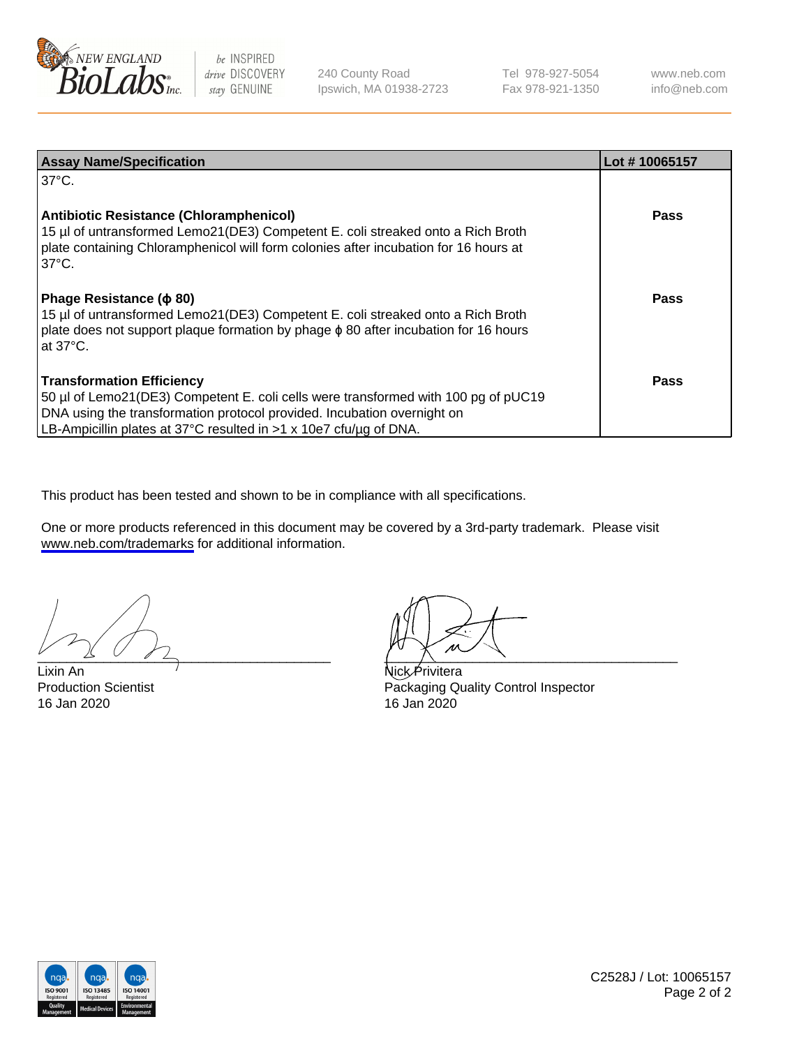| Assay Name/Specification | Lot # 10065157 |
|---|---|
| 37°C. | |
| **Antibiotic Resistance (Chloramphenicol)**<br>15 µl of untransformed Lemo21(DE3) Competent E. coli streaked onto a Rich Broth plate containing Chloramphenicol will form colonies after incubation for 16 hours at 37°C. | **Pass** |
| **Phage Resistance (ϕ 80)**<br>15 µl of untransformed Lemo21(DE3) Competent E. coli streaked onto a Rich Broth plate does not support plaque formation by phage ϕ 80 after incubation for 16 hours at 37°C. | **Pass** |
| **Transformation Efficiency**<br>50 µl of Lemo21(DE3) Competent E. coli cells were transformed with 100 pg of pUC19 DNA using the transformation protocol provided. Incubation overnight on LB-Ampicillin plates at 37°C resulted in >1 x 10e7 cfu/µg of DNA. | **Pass** |

This product has been tested and shown to be in compliance with all specifications.

One or more products referenced in this document may be covered by a 3rd-party trademark. Please visit www.neb.com/trademarks for additional information.

Lixin An
Production Scientist
16 Jan 2020

Nick Privitera
Packaging Quality Control Inspector
16 Jan 2020

C2528J / Lot: 10065157